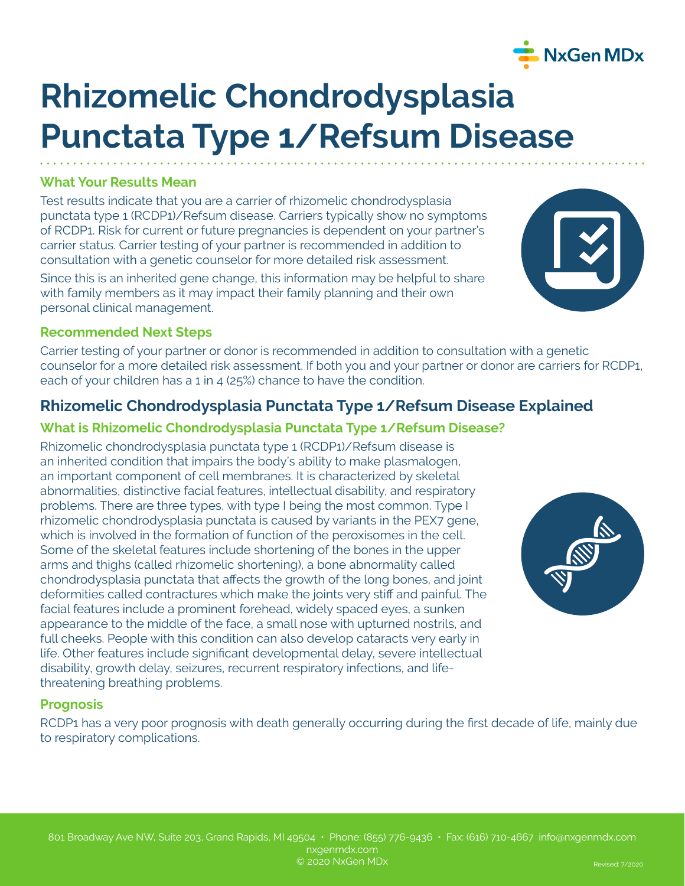# Rhizomelic Chondrodysplasia Punctata Type 1/Refsum Disease

### What Your Results Mean

Test results indicate that you are a carrier of rhizomelic chondrodysplasia punctata type 1 (RCDP1)/Refsum disease. Carriers typically show no symptoms of RCDP1. Risk for current or future pregnancies is dependent on your partner's carrier status. Carrier testing of your partner is recommended in addition to consultation with a genetic counselor for more detailed risk assessment.

Since this is an inherited gene change, this information may be helpful to share with family members as it may impact their family planning and their own personal clinical management.

### Recommended Next Steps

Carrier testing of your partner or donor is recommended in addition to consultation with a genetic counselor for a more detailed risk assessment. If both you and your partner or donor are carriers for RCDP1, each of your children has a 1 in 4 (25%) chance to have the condition.

## Rhizomelic Chondrodysplasia Punctata Type 1/Refsum Disease Explained

### What is Rhizomelic Chondrodysplasia Punctata Type 1/Refsum Disease?

Rhizomelic chondrodysplasia punctata type 1 (RCDP1)/Refsum disease is an inherited condition that impairs the body's ability to make plasmalogen, an important component of cell membranes. It is characterized by skeletal abnormalities, distinctive facial features, intellectual disability, and respiratory problems. There are three types, with type I being the most common. Type I rhizomelic chondrodysplasia punctata is caused by variants in the PEX7 gene, which is involved in the formation of function of the peroxisomes in the cell. Some of the skeletal features include shortening of the bones in the upper arms and thighs (called rhizomelic shortening), a bone abnormality called chondrodysplasia punctata that affects the growth of the long bones, and joint deformities called contractures which make the joints very stiff and painful. The facial features include a prominent forehead, widely spaced eyes, a sunken appearance to the middle of the face, a small nose with upturned nostrils, and full cheeks. People with this condition can also develop cataracts very early in life. Other features include significant developmental delay, severe intellectual disability, growth delay, seizures, recurrent respiratory infections, and life-threatening breathing problems.

### Prognosis

RCDP1 has a very poor prognosis with death generally occurring during the first decade of life, mainly due to respiratory complications.

801 Broadway Ave NW, Suite 203, Grand Rapids, MI 49504 • Phone: (855) 776-9436 • Fax: (616) 710-4667 info@nxgenmdx.com
nxgenmdx.com
© 2020 NxGen MDx

Revised: 7/2020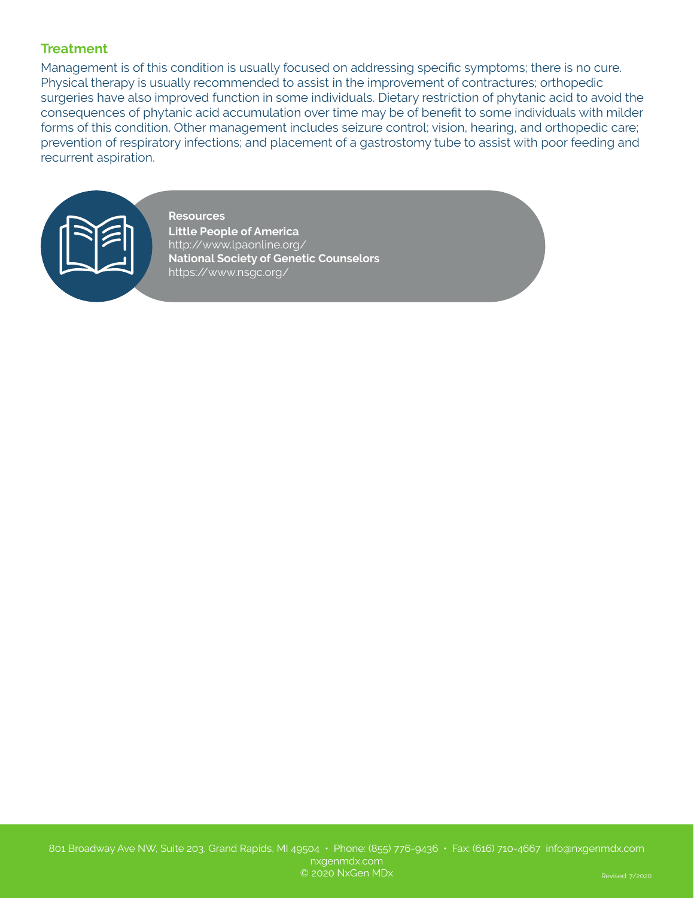## Treatment

Management is of this condition is usually focused on addressing specific symptoms; there is no cure. Physical therapy is usually recommended to assist in the improvement of contractures; orthopedic surgeries have also improved function in some individuals. Dietary restriction of phytanic acid to avoid the consequences of phytanic acid accumulation over time may be of benefit to some individuals with milder forms of this condition. Other management includes seizure control; vision, hearing, and orthopedic care; prevention of respiratory infections; and placement of a gastrostomy tube to assist with poor feeding and recurrent aspiration.

**Resources**

**Little People of America**
http://www.lpaonline.org/

**National Society of Genetic Counselors**
https://www.nsgc.org/

801 Broadway Ave NW, Suite 203, Grand Rapids, MI 49504 • Phone: (855) 776-9436 • Fax: (616) 710-4667 info@nxgenmdx.com
nxgenmdx.com
© 2020 NxGen MDx

Revised: 7/2020